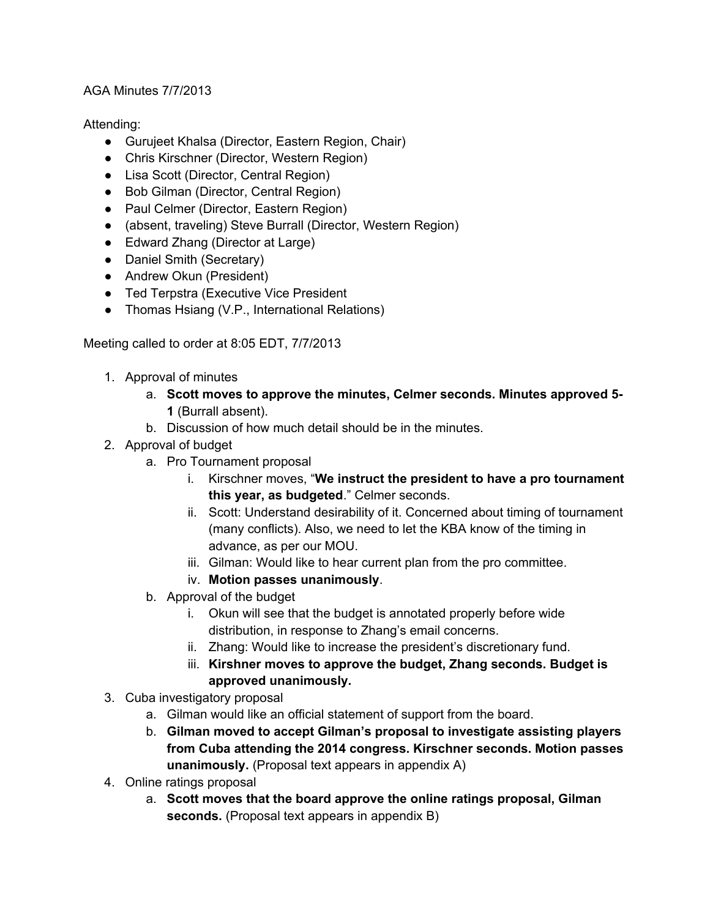AGA Minutes 7/7/2013

Attending:

- Gurujeet Khalsa (Director, Eastern Region, Chair)
- Chris Kirschner (Director, Western Region)
- Lisa Scott (Director, Central Region)
- Bob Gilman (Director, Central Region)
- Paul Celmer (Director, Eastern Region)
- (absent, traveling) Steve Burrall (Director, Western Region)
- Edward Zhang (Director at Large)
- Daniel Smith (Secretary)
- Andrew Okun (President)
- Ted Terpstra (Executive Vice President
- Thomas Hsiang (V.P., International Relations)

Meeting called to order at 8:05 EDT, 7/7/2013

1. Approval of minutes
   a. **Scott moves to approve the minutes, Celmer seconds. Minutes approved 5-1** (Burrall absent).
   b. Discussion of how much detail should be in the minutes.
2. Approval of budget
   a. Pro Tournament proposal
      i. Kirschner moves, "**We instruct the president to have a pro tournament this year, as budgeted**." Celmer seconds.
      ii. Scott: Understand desirability of it. Concerned about timing of tournament (many conflicts). Also, we need to let the KBA know of the timing in advance, as per our MOU.
      iii. Gilman: Would like to hear current plan from the pro committee.
      iv. **Motion passes unanimously**.
   b. Approval of the budget
      i. Okun will see that the budget is annotated properly before wide distribution, in response to Zhang's email concerns.
      ii. Zhang: Would like to increase the president's discretionary fund.
      iii. **Kirshner moves to approve the budget, Zhang seconds. Budget is approved unanimously.**
3. Cuba investigatory proposal
   a. Gilman would like an official statement of support from the board.
   b. **Gilman moved to accept Gilman's proposal to investigate assisting players from Cuba attending the 2014 congress. Kirschner seconds. Motion passes unanimously.** (Proposal text appears in appendix A)
4. Online ratings proposal
   a. **Scott moves that the board approve the online ratings proposal, Gilman seconds.** (Proposal text appears in appendix B)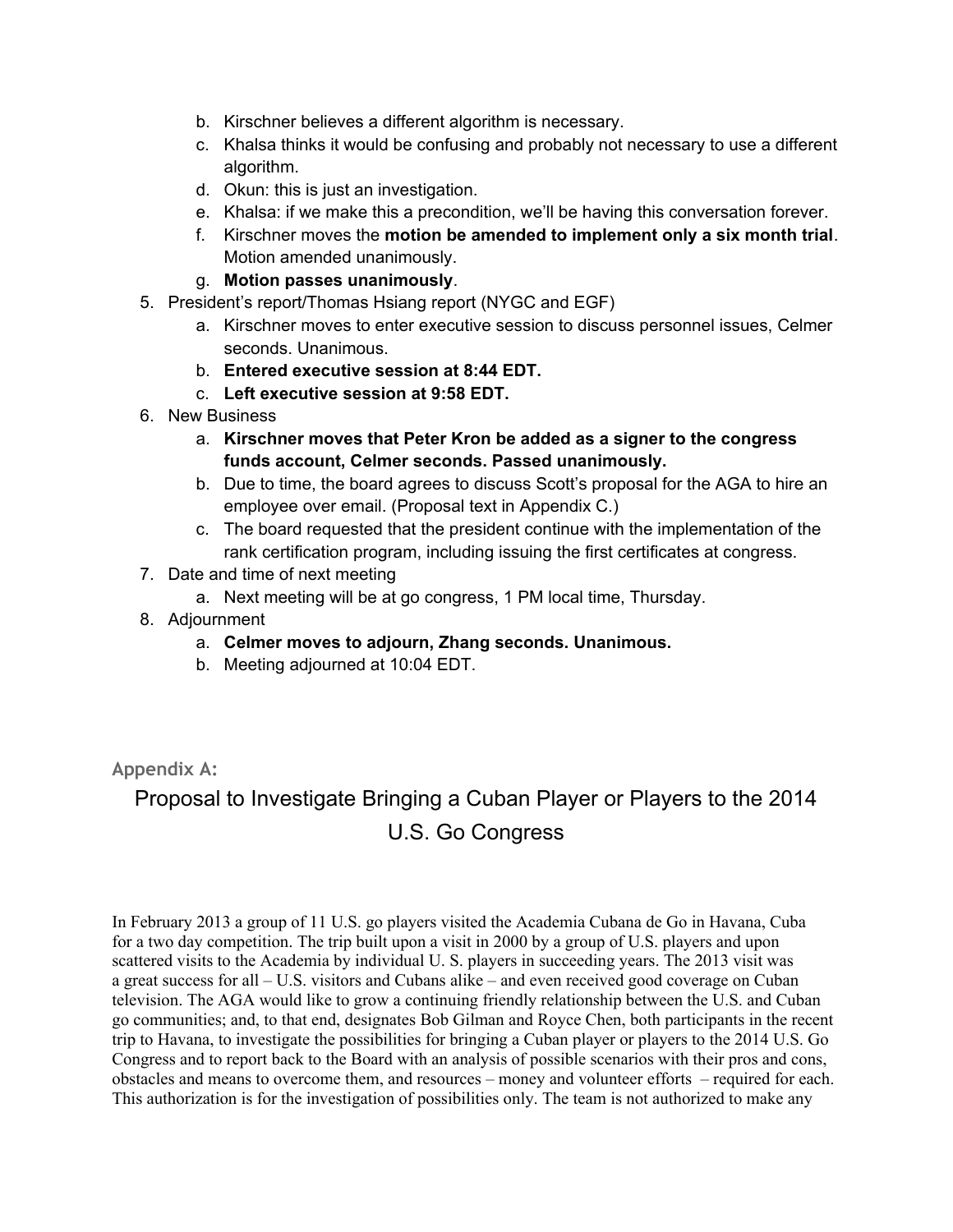b. Kirschner believes a different algorithm is necessary.
   c. Khalsa thinks it would be confusing and probably not necessary to use a different algorithm.
   d. Okun: this is just an investigation.
   e. Khalsa: if we make this a precondition, we'll be having this conversation forever.
   f. Kirschner moves the **motion be amended to implement only a six month trial**. Motion amended unanimously.
   g. **Motion passes unanimously**.

5. President's report/Thomas Hsiang report (NYGC and EGF)
   a. Kirschner moves to enter executive session to discuss personnel issues, Celmer seconds. Unanimous.
   b. **Entered executive session at 8:44 EDT.**
   c. **Left executive session at 9:58 EDT.**
6. New Business
   a. **Kirschner moves that Peter Kron be added as a signer to the congress funds account, Celmer seconds. Passed unanimously.**
   b. Due to time, the board agrees to discuss Scott's proposal for the AGA to hire an employee over email. (Proposal text in Appendix C.)
   c. The board requested that the president continue with the implementation of the rank certification program, including issuing the first certificates at congress.
7. Date and time of next meeting
   a. Next meeting will be at go congress, 1 PM local time, Thursday.
8. Adjournment
   a. **Celmer moves to adjourn, Zhang seconds. Unanimous.**
   b. Meeting adjourned at 10:04 EDT.

## Appendix A:

# Proposal to Investigate Bringing a Cuban Player or Players to the 2014 U.S. Go Congress

In February 2013 a group of 11 U.S. go players visited the Academia Cubana de Go in Havana, Cuba for a two day competition. The trip built upon a visit in 2000 by a group of U.S. players and upon scattered visits to the Academia by individual U. S. players in succeeding years. The 2013 visit was a great success for all – U.S. visitors and Cubans alike – and even received good coverage on Cuban television. The AGA would like to grow a continuing friendly relationship between the U.S. and Cuban go communities; and, to that end, designates Bob Gilman and Royce Chen, both participants in the recent trip to Havana, to investigate the possibilities for bringing a Cuban player or players to the 2014 U.S. Go Congress and to report back to the Board with an analysis of possible scenarios with their pros and cons, obstacles and means to overcome them, and resources – money and volunteer efforts – required for each. This authorization is for the investigation of possibilities only. The team is not authorized to make any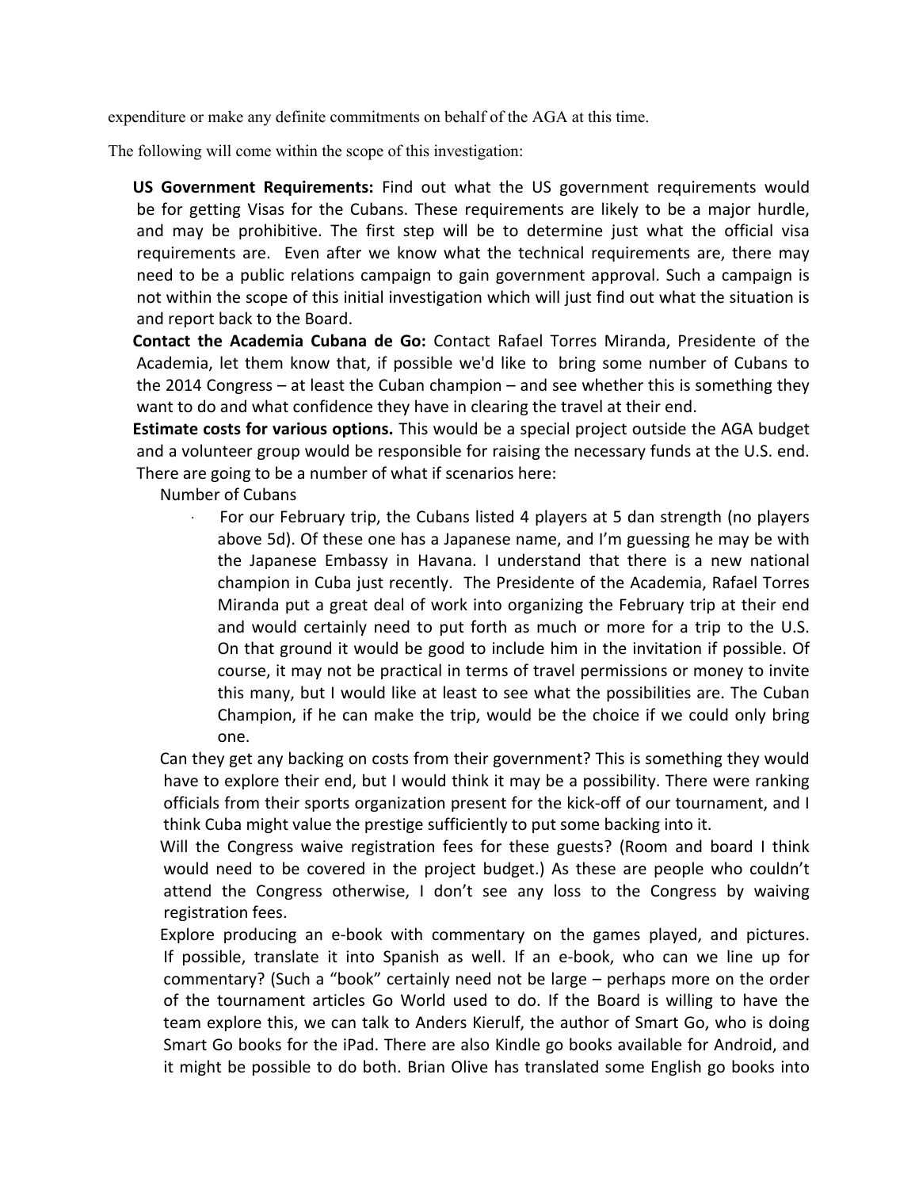expenditure or make any definite commitments on behalf of the AGA at this time.

The following will come within the scope of this investigation:

- **US Government Requirements:** Find out what the US government requirements would be for getting Visas for the Cubans. These requirements are likely to be a major hurdle, and may be prohibitive. The first step will be to determine just what the official visa requirements are. Even after we know what the technical requirements are, there may need to be a public relations campaign to gain government approval. Such a campaign is not within the scope of this initial investigation which will just find out what the situation is and report back to the Board.
- **Contact the Academia Cubana de Go:** Contact Rafael Torres Miranda, Presidente of the Academia, let them know that, if possible we'd like to bring some number of Cubans to the 2014 Congress – at least the Cuban champion – and see whether this is something they want to do and what confidence they have in clearing the travel at their end.
- **Estimate costs for various options.** This would be a special project outside the AGA budget and a volunteer group would be responsible for raising the necessary funds at the U.S. end. There are going to be a number of what if scenarios here:
  - Number of Cubans
    - For our February trip, the Cubans listed 4 players at 5 dan strength (no players above 5d). Of these one has a Japanese name, and I'm guessing he may be with the Japanese Embassy in Havana. I understand that there is a new national champion in Cuba just recently. The Presidente of the Academia, Rafael Torres Miranda put a great deal of work into organizing the February trip at their end and would certainly need to put forth as much or more for a trip to the U.S. On that ground it would be good to include him in the invitation if possible. Of course, it may not be practical in terms of travel permissions or money to invite this many, but I would like at least to see what the possibilities are. The Cuban Champion, if he can make the trip, would be the choice if we could only bring one.
  - Can they get any backing on costs from their government? This is something they would have to explore their end, but I would think it may be a possibility. There were ranking officials from their sports organization present for the kick-off of our tournament, and I think Cuba might value the prestige sufficiently to put some backing into it.
  - Will the Congress waive registration fees for these guests? (Room and board I think would need to be covered in the project budget.) As these are people who couldn't attend the Congress otherwise, I don't see any loss to the Congress by waiving registration fees.
  - Explore producing an e-book with commentary on the games played, and pictures. If possible, translate it into Spanish as well. If an e-book, who can we line up for commentary? (Such a "book" certainly need not be large – perhaps more on the order of the tournament articles Go World used to do. If the Board is willing to have the team explore this, we can talk to Anders Kierulf, the author of Smart Go, who is doing Smart Go books for the iPad. There are also Kindle go books available for Android, and it might be possible to do both. Brian Olive has translated some English go books into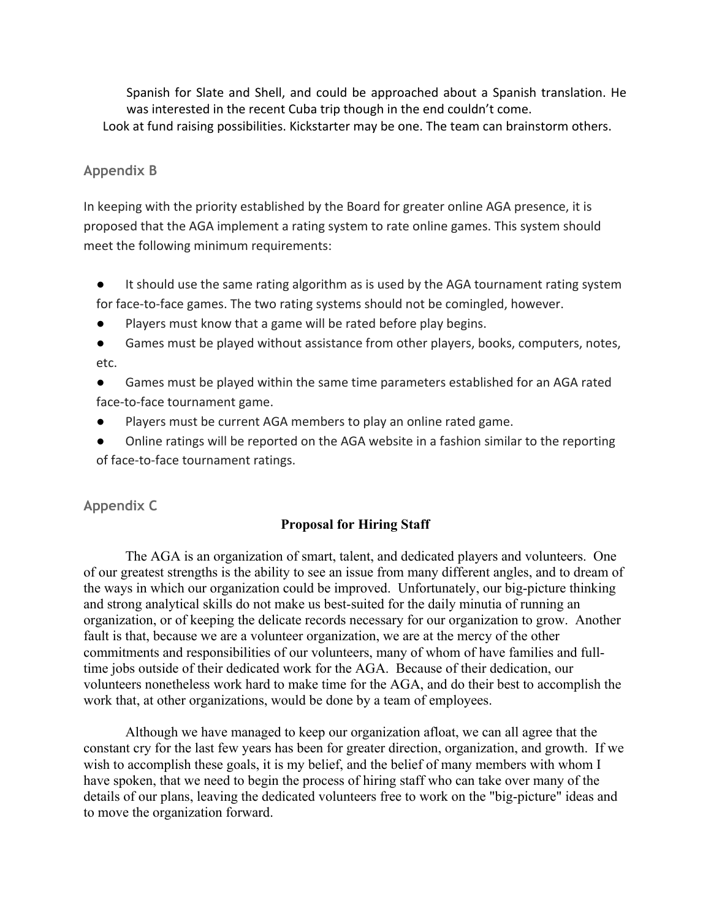Spanish for Slate and Shell, and could be approached about a Spanish translation. He was interested in the recent Cuba trip though in the end couldn't come.

Look at fund raising possibilities. Kickstarter may be one. The team can brainstorm others.

## Appendix B

In keeping with the priority established by the Board for greater online AGA presence, it is proposed that the AGA implement a rating system to rate online games. This system should meet the following minimum requirements:

- It should use the same rating algorithm as is used by the AGA tournament rating system for face-to-face games. The two rating systems should not be comingled, however.
- Players must know that a game will be rated before play begins.
- Games must be played without assistance from other players, books, computers, notes, etc.
- Games must be played within the same time parameters established for an AGA rated face-to-face tournament game.
- Players must be current AGA members to play an online rated game.
- Online ratings will be reported on the AGA website in a fashion similar to the reporting of face-to-face tournament ratings.

## Appendix C

### Proposal for Hiring Staff

The AGA is an organization of smart, talent, and dedicated players and volunteers. One of our greatest strengths is the ability to see an issue from many different angles, and to dream of the ways in which our organization could be improved. Unfortunately, our big-picture thinking and strong analytical skills do not make us best-suited for the daily minutia of running an organization, or of keeping the delicate records necessary for our organization to grow. Another fault is that, because we are a volunteer organization, we are at the mercy of the other commitments and responsibilities of our volunteers, many of whom of have families and full-time jobs outside of their dedicated work for the AGA. Because of their dedication, our volunteers nonetheless work hard to make time for the AGA, and do their best to accomplish the work that, at other organizations, would be done by a team of employees.

Although we have managed to keep our organization afloat, we can all agree that the constant cry for the last few years has been for greater direction, organization, and growth. If we wish to accomplish these goals, it is my belief, and the belief of many members with whom I have spoken, that we need to begin the process of hiring staff who can take over many of the details of our plans, leaving the dedicated volunteers free to work on the "big-picture" ideas and to move the organization forward.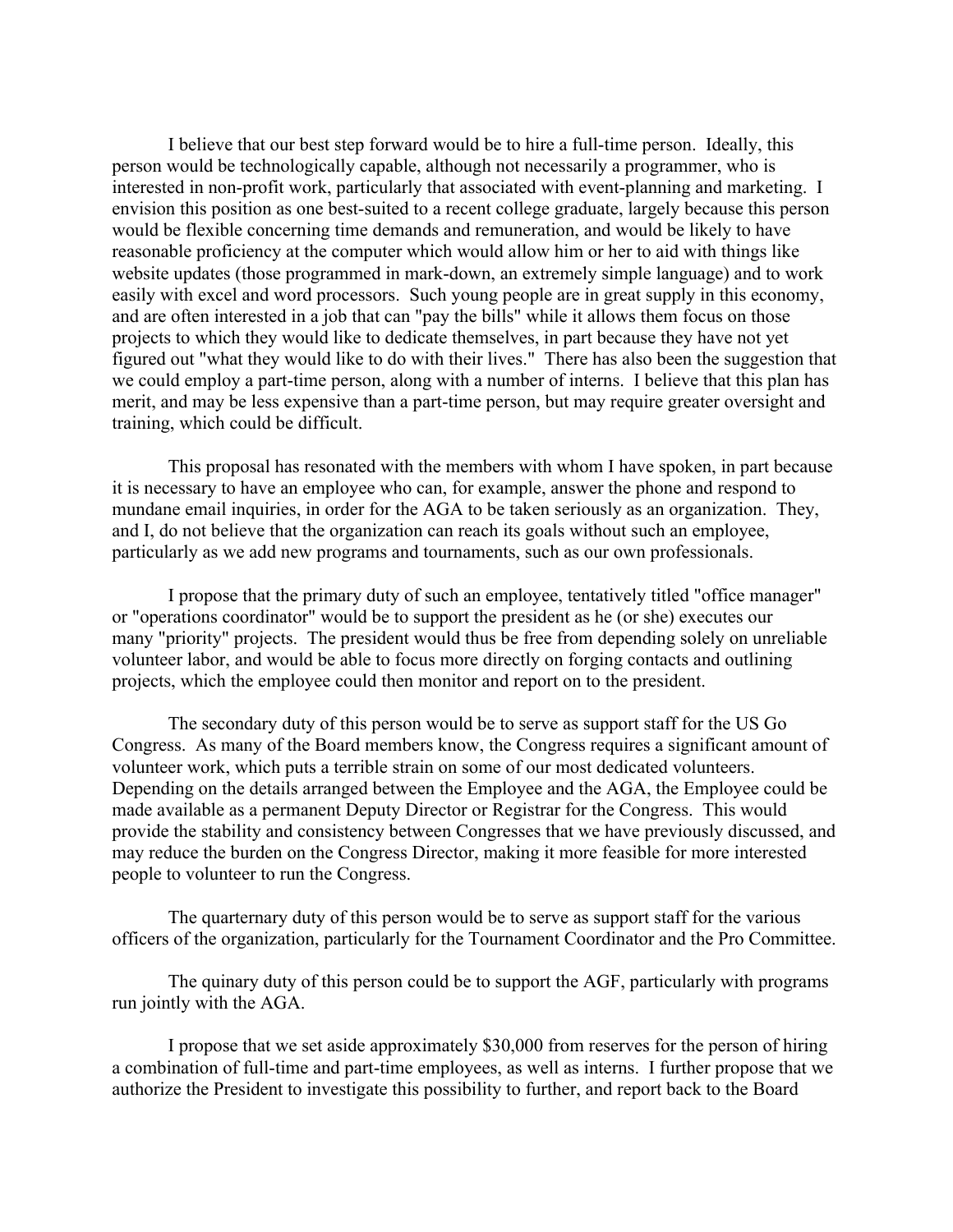I believe that our best step forward would be to hire a full-time person. Ideally, this person would be technologically capable, although not necessarily a programmer, who is interested in non-profit work, particularly that associated with event-planning and marketing. I envision this position as one best-suited to a recent college graduate, largely because this person would be flexible concerning time demands and remuneration, and would be likely to have reasonable proficiency at the computer which would allow him or her to aid with things like website updates (those programmed in mark-down, an extremely simple language) and to work easily with excel and word processors. Such young people are in great supply in this economy, and are often interested in a job that can "pay the bills" while it allows them focus on those projects to which they would like to dedicate themselves, in part because they have not yet figured out "what they would like to do with their lives." There has also been the suggestion that we could employ a part-time person, along with a number of interns. I believe that this plan has merit, and may be less expensive than a part-time person, but may require greater oversight and training, which could be difficult.

This proposal has resonated with the members with whom I have spoken, in part because it is necessary to have an employee who can, for example, answer the phone and respond to mundane email inquiries, in order for the AGA to be taken seriously as an organization. They, and I, do not believe that the organization can reach its goals without such an employee, particularly as we add new programs and tournaments, such as our own professionals.

I propose that the primary duty of such an employee, tentatively titled "office manager" or "operations coordinator" would be to support the president as he (or she) executes our many "priority" projects. The president would thus be free from depending solely on unreliable volunteer labor, and would be able to focus more directly on forging contacts and outlining projects, which the employee could then monitor and report on to the president.

The secondary duty of this person would be to serve as support staff for the US Go Congress. As many of the Board members know, the Congress requires a significant amount of volunteer work, which puts a terrible strain on some of our most dedicated volunteers. Depending on the details arranged between the Employee and the AGA, the Employee could be made available as a permanent Deputy Director or Registrar for the Congress. This would provide the stability and consistency between Congresses that we have previously discussed, and may reduce the burden on the Congress Director, making it more feasible for more interested people to volunteer to run the Congress.

The quarternary duty of this person would be to serve as support staff for the various officers of the organization, particularly for the Tournament Coordinator and the Pro Committee.

The quinary duty of this person could be to support the AGF, particularly with programs run jointly with the AGA.

I propose that we set aside approximately $30,000 from reserves for the person of hiring a combination of full-time and part-time employees, as well as interns. I further propose that we authorize the President to investigate this possibility to further, and report back to the Board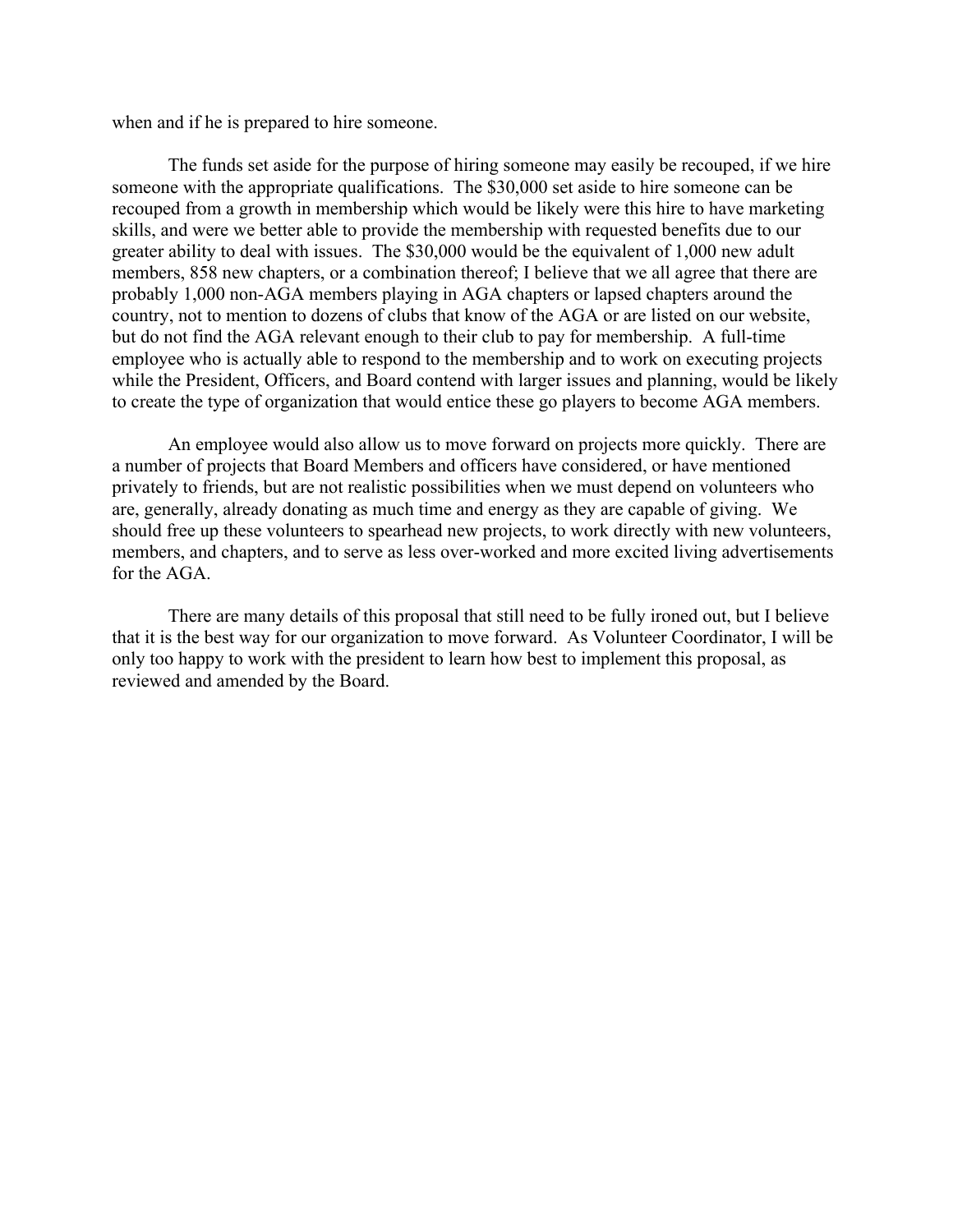when and if he is prepared to hire someone.

The funds set aside for the purpose of hiring someone may easily be recouped, if we hire someone with the appropriate qualifications. The $30,000 set aside to hire someone can be recouped from a growth in membership which would be likely were this hire to have marketing skills, and were we better able to provide the membership with requested benefits due to our greater ability to deal with issues. The $30,000 would be the equivalent of 1,000 new adult members, 858 new chapters, or a combination thereof; I believe that we all agree that there are probably 1,000 non-AGA members playing in AGA chapters or lapsed chapters around the country, not to mention to dozens of clubs that know of the AGA or are listed on our website, but do not find the AGA relevant enough to their club to pay for membership. A full-time employee who is actually able to respond to the membership and to work on executing projects while the President, Officers, and Board contend with larger issues and planning, would be likely to create the type of organization that would entice these go players to become AGA members.

An employee would also allow us to move forward on projects more quickly. There are a number of projects that Board Members and officers have considered, or have mentioned privately to friends, but are not realistic possibilities when we must depend on volunteers who are, generally, already donating as much time and energy as they are capable of giving. We should free up these volunteers to spearhead new projects, to work directly with new volunteers, members, and chapters, and to serve as less over-worked and more excited living advertisements for the AGA.

There are many details of this proposal that still need to be fully ironed out, but I believe that it is the best way for our organization to move forward. As Volunteer Coordinator, I will be only too happy to work with the president to learn how best to implement this proposal, as reviewed and amended by the Board.